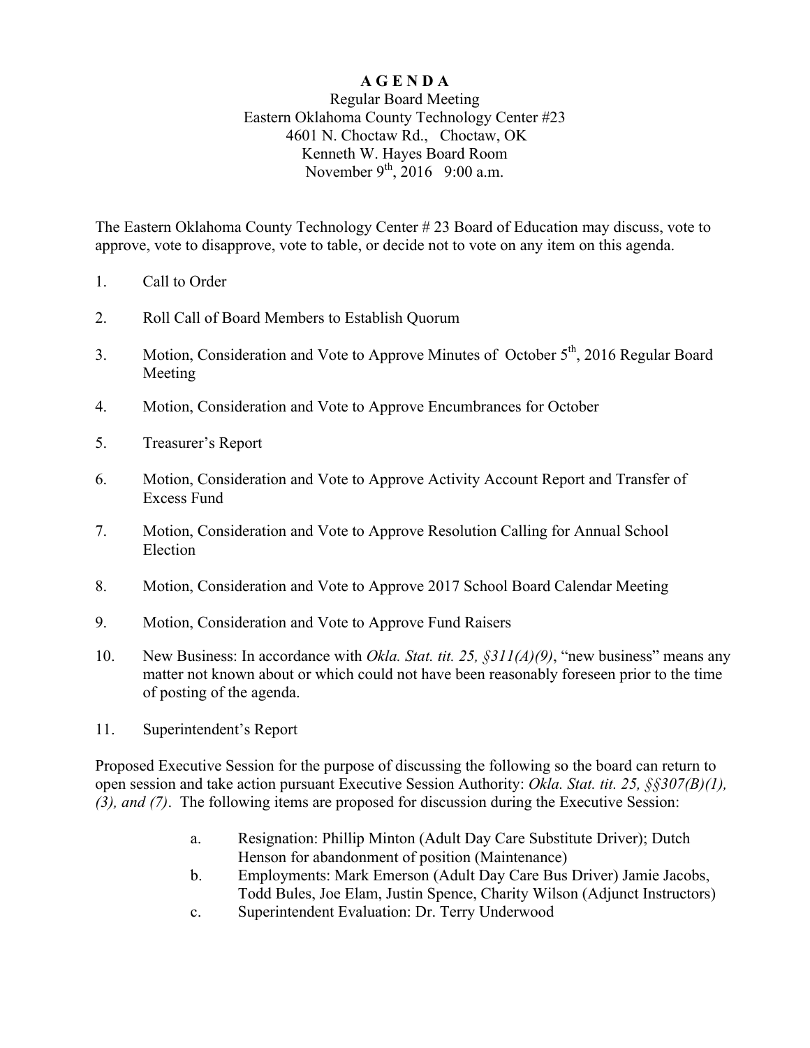# A G E N D A

Regular Board Meeting
Eastern Oklahoma County Technology Center #23
4601 N. Choctaw Rd., Choctaw, OK
Kenneth W. Hayes Board Room
November 9th, 2016 9:00 a.m.

The Eastern Oklahoma County Technology Center # 23 Board of Education may discuss, vote to approve, vote to disapprove, vote to table, or decide not to vote on any item on this agenda.

1. Call to Order
2. Roll Call of Board Members to Establish Quorum
3. Motion, Consideration and Vote to Approve Minutes of October 5th, 2016 Regular Board Meeting
4. Motion, Consideration and Vote to Approve Encumbrances for October
5. Treasurer's Report
6. Motion, Consideration and Vote to Approve Activity Account Report and Transfer of Excess Fund
7. Motion, Consideration and Vote to Approve Resolution Calling for Annual School Election
8. Motion, Consideration and Vote to Approve 2017 School Board Calendar Meeting
9. Motion, Consideration and Vote to Approve Fund Raisers
10. New Business: In accordance with *Okla. Stat. tit. 25, §311(A)(9)*, "new business" means any matter not known about or which could not have been reasonably foreseen prior to the time of posting of the agenda.
11. Superintendent's Report

Proposed Executive Session for the purpose of discussing the following so the board can return to open session and take action pursuant Executive Session Authority: *Okla. Stat. tit. 25, §§307(B)(1), (3), and (7)*. The following items are proposed for discussion during the Executive Session:

a. Resignation: Phillip Minton (Adult Day Care Substitute Driver); Dutch Henson for abandonment of position (Maintenance)
b. Employments: Mark Emerson (Adult Day Care Bus Driver) Jamie Jacobs, Todd Bules, Joe Elam, Justin Spence, Charity Wilson (Adjunct Instructors)
c. Superintendent Evaluation: Dr. Terry Underwood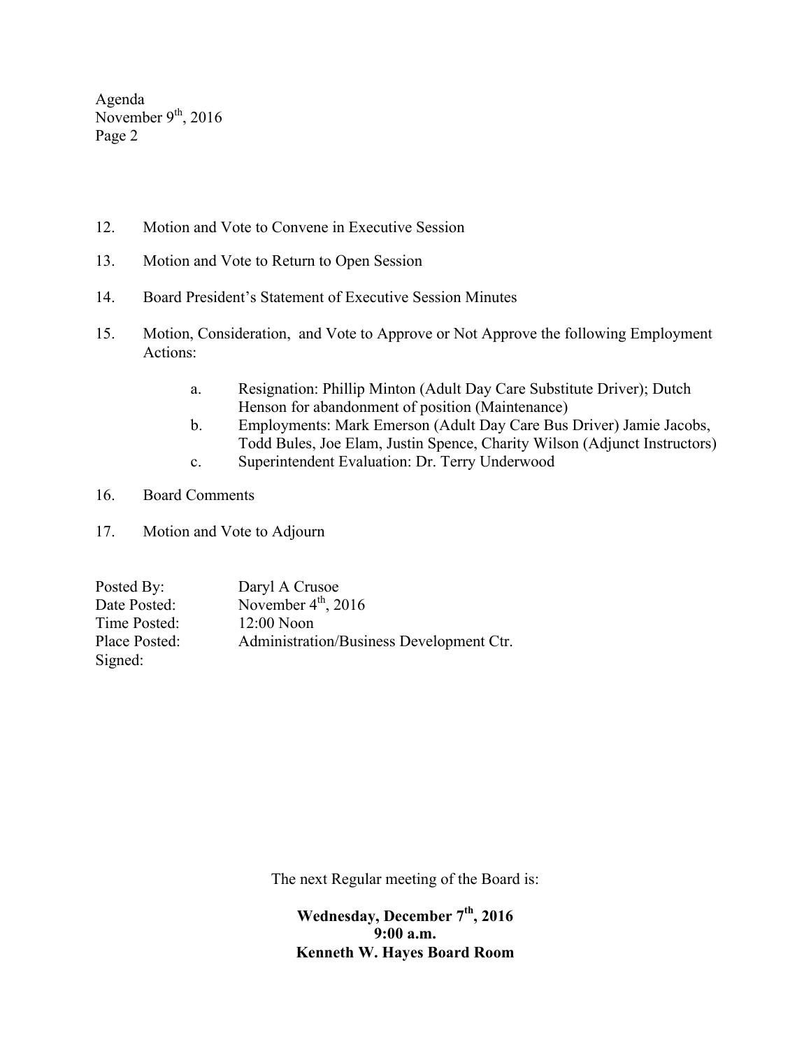12. Motion and Vote to Convene in Executive Session

13. Motion and Vote to Return to Open Session

14. Board President's Statement of Executive Session Minutes

15. Motion, Consideration, and Vote to Approve or Not Approve the following Employment Actions:

    a. Resignation: Phillip Minton (Adult Day Care Substitute Driver); Dutch Henson for abandonment of position (Maintenance)
    b. Employments: Mark Emerson (Adult Day Care Bus Driver) Jamie Jacobs, Todd Bules, Joe Elam, Justin Spence, Charity Wilson (Adjunct Instructors)
    c. Superintendent Evaluation: Dr. Terry Underwood

16. Board Comments

17. Motion and Vote to Adjourn

Posted By: Daryl A Crusoe
Date Posted: November 4th, 2016
Time Posted: 12:00 Noon
Place Posted: Administration/Business Development Ctr.
Signed:

The next Regular meeting of the Board is:

**Wednesday, December 7th, 2016**
**9:00 a.m.**
**Kenneth W. Hayes Board Room**